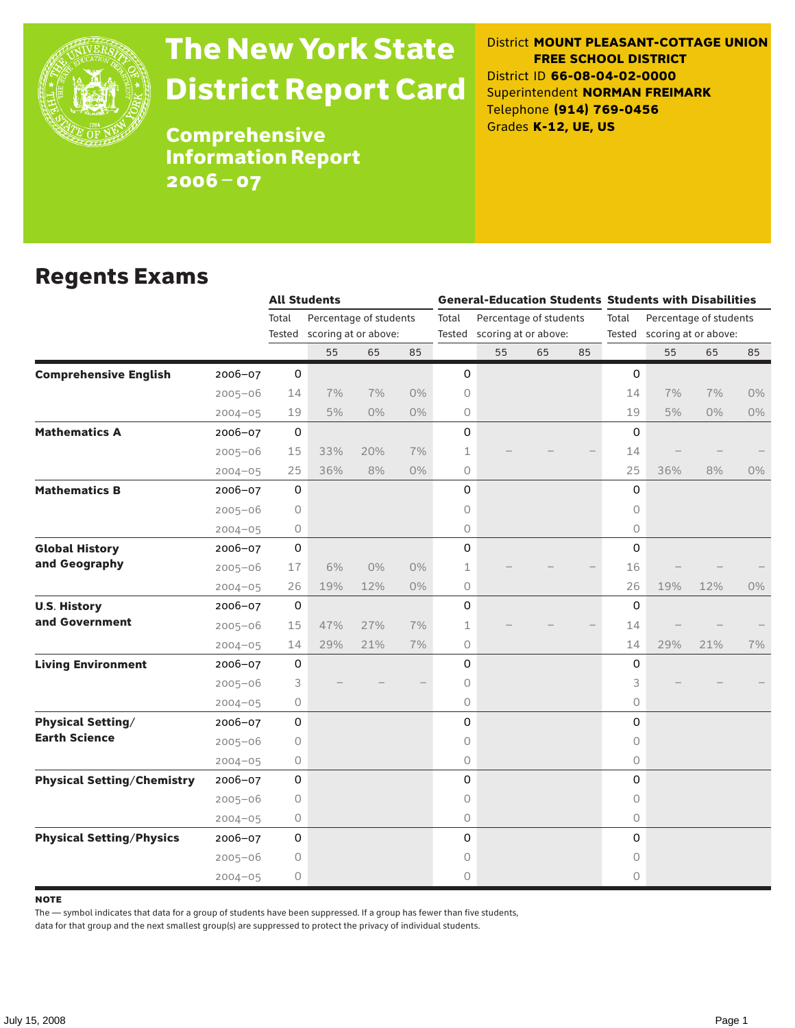# The New York State District Report Card

## Comprehensive Information Report 2006–07

District **MOUNT PLEASANT-COTTAGE UNION FREE SCHOOL DISTRICT**
District ID **66-08-04-02-0000**
Superintendent **NORMAN FREIMARK**
Telephone **(914) 769-0456**
Grades **K-12, UE, US**

## Regents Exams

| | | All Students | | | | General-Education Students | | | | Students with Disabilities | | | |
|---|---|---|---|---|---|---|---|---|---|---|---|---|---|
| | | Total Tested | Percentage of students scoring at or above: | | | Total Tested | Percentage of students scoring at or above: | | | Total Tested | Percentage of students scoring at or above: | | |
| | | | 55 | 65 | 85 | | 55 | 65 | 85 | | 55 | 65 | 85 |
| **Comprehensive English** | 2006–07 | 0 | | | | 0 | | | | 0 | | | |
| | 2005–06 | 14 | 7% | 7% | 0% | 0 | | | | 14 | 7% | 7% | 0% |
| | 2004–05 | 19 | 5% | 0% | 0% | 0 | | | | 19 | 5% | 0% | 0% |
| **Mathematics A** | 2006–07 | 0 | | | | 0 | | | | 0 | | | |
| | 2005–06 | 15 | 33% | 20% | 7% | 1 | – | – | – | 14 | – | – | – |
| | 2004–05 | 25 | 36% | 8% | 0% | 0 | | | | 25 | 36% | 8% | 0% |
| **Mathematics B** | 2006–07 | 0 | | | | 0 | | | | 0 | | | |
| | 2005–06 | 0 | | | | 0 | | | | 0 | | | |
| | 2004–05 | 0 | | | | 0 | | | | 0 | | | |
| **Global History and Geography** | 2006–07 | 0 | | | | 0 | | | | 0 | | | |
| | 2005–06 | 17 | 6% | 0% | 0% | 1 | – | – | – | 16 | – | – | – |
| | 2004–05 | 26 | 19% | 12% | 0% | 0 | | | | 26 | 19% | 12% | 0% |
| **U.S. History and Government** | 2006–07 | 0 | | | | 0 | | | | 0 | | | |
| | 2005–06 | 15 | 47% | 27% | 7% | 1 | – | – | – | 14 | – | – | – |
| | 2004–05 | 14 | 29% | 21% | 7% | 0 | | | | 14 | 29% | 21% | 7% |
| **Living Environment** | 2006–07 | 0 | | | | 0 | | | | 0 | | | |
| | 2005–06 | 3 | – | – | – | 0 | | | | 3 | – | – | – |
| | 2004–05 | 0 | | | | 0 | | | | 0 | | | |
| **Physical Setting/ Earth Science** | 2006–07 | 0 | | | | 0 | | | | 0 | | | |
| | 2005–06 | 0 | | | | 0 | | | | 0 | | | |
| | 2004–05 | 0 | | | | 0 | | | | 0 | | | |
| **Physical Setting/Chemistry** | 2006–07 | 0 | | | | 0 | | | | 0 | | | |
| | 2005–06 | 0 | | | | 0 | | | | 0 | | | |
| | 2004–05 | 0 | | | | 0 | | | | 0 | | | |
| **Physical Setting/Physics** | 2006–07 | 0 | | | | 0 | | | | 0 | | | |
| | 2005–06 | 0 | | | | 0 | | | | 0 | | | |
| | 2004–05 | 0 | | | | 0 | | | | 0 | | | |

**NOTE**

The — symbol indicates that data for a group of students have been suppressed. If a group has fewer than five students, data for that group and the next smallest group(s) are suppressed to protect the privacy of individual students.

July 15, 2008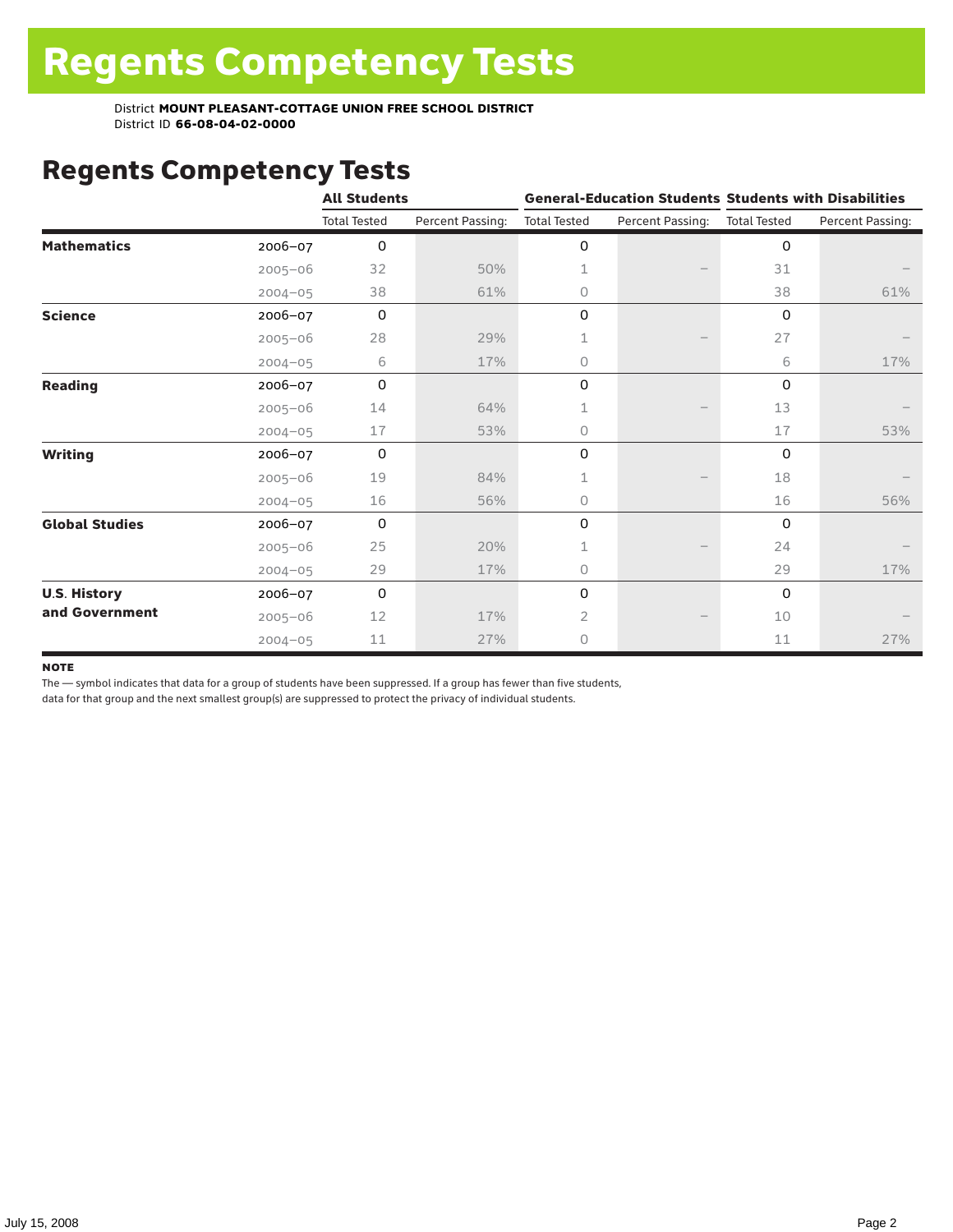# Regents Competency Tests

District **MOUNT PLEASANT-COTTAGE UNION FREE SCHOOL DISTRICT**
District ID **66-08-04-02-0000**

## Regents Competency Tests

| | | All Students | | General-Education Students | | Students with Disabilities | |
|---|---|---|---|---|---|---|---|
| | | Total Tested | Percent Passing: | Total Tested | Percent Passing: | Total Tested | Percent Passing: |
| **Mathematics** | 2006–07 | 0 | | 0 | | 0 | |
| | 2005–06 | 32 | 50% | 1 | – | 31 | – |
| | 2004–05 | 38 | 61% | 0 | | 38 | 61% |
| **Science** | 2006–07 | 0 | | 0 | | 0 | |
| | 2005–06 | 28 | 29% | 1 | – | 27 | – |
| | 2004–05 | 6 | 17% | 0 | | 6 | 17% |
| **Reading** | 2006–07 | 0 | | 0 | | 0 | |
| | 2005–06 | 14 | 64% | 1 | – | 13 | – |
| | 2004–05 | 17 | 53% | 0 | | 17 | 53% |
| **Writing** | 2006–07 | 0 | | 0 | | 0 | |
| | 2005–06 | 19 | 84% | 1 | – | 18 | – |
| | 2004–05 | 16 | 56% | 0 | | 16 | 56% |
| **Global Studies** | 2006–07 | 0 | | 0 | | 0 | |
| | 2005–06 | 25 | 20% | 1 | – | 24 | – |
| | 2004–05 | 29 | 17% | 0 | | 29 | 17% |
| **U.S. History and Government** | 2006–07 | 0 | | 0 | | 0 | |
| | 2005–06 | 12 | 17% | 2 | – | 10 | – |
| | 2004–05 | 11 | 27% | 0 | | 11 | 27% |

**NOTE**

The — symbol indicates that data for a group of students have been suppressed. If a group has fewer than five students, data for that group and the next smallest group(s) are suppressed to protect the privacy of individual students.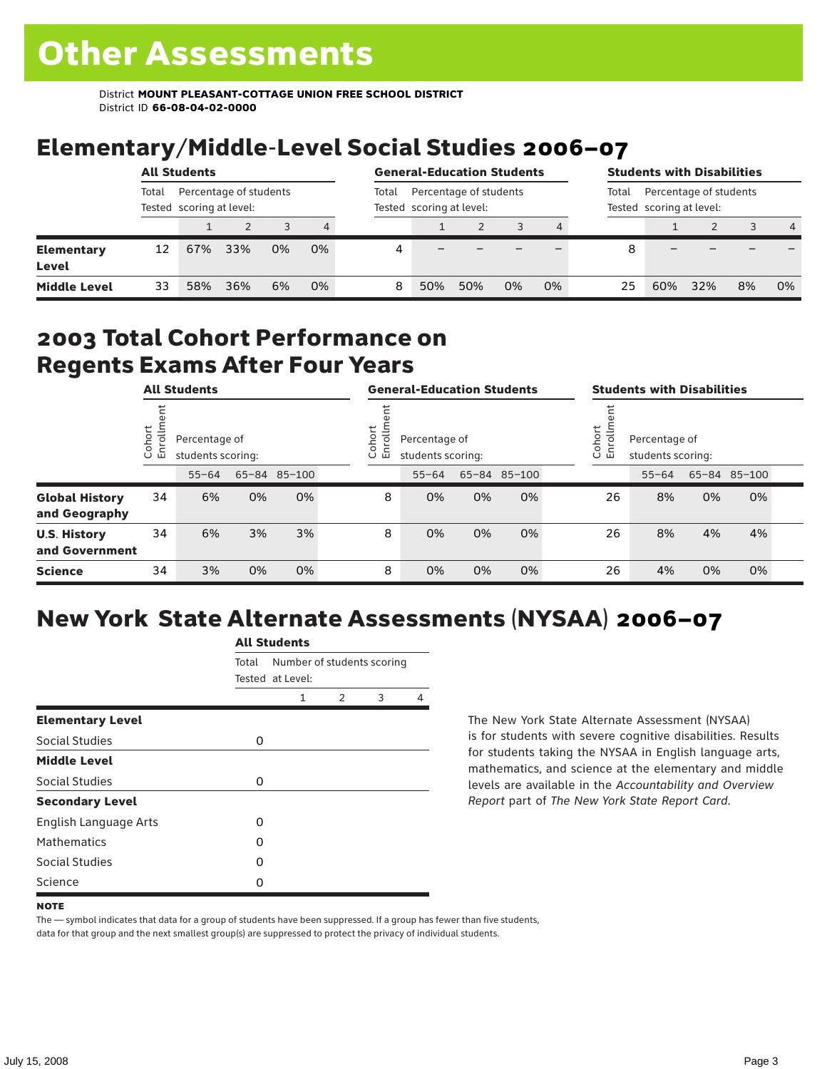# Other Assessments

District **MOUNT PLEASANT-COTTAGE UNION FREE SCHOOL DISTRICT**
District ID **66-08-04-02-0000**

## Elementary/Middle-Level Social Studies 2006–07

| | All Students | | | | | General-Education Students | | | | | Students with Disabilities | | | | |
|---|---|---|---|---|---|---|---|---|---|---|---|---|---|---|---|
| | Total Tested | Percentage of students scoring at level: | | | | Total Tested | Percentage of students scoring at level: | | | | Total Tested | Percentage of students scoring at level: | | | |
| | | 1 | 2 | 3 | 4 | | 1 | 2 | 3 | 4 | | 1 | 2 | 3 | 4 |
| **Elementary Level** | 12 | 67% | 33% | 0% | 0% | 4 | – | – | – | – | 8 | – | – | – | – |
| **Middle Level** | 33 | 58% | 36% | 6% | 0% | 8 | 50% | 50% | 0% | 0% | 25 | 60% | 32% | 8% | 0% |

## 2003 Total Cohort Performance on Regents Exams After Four Years

| | All Students | | | | General-Education Students | | | | Students with Disabilities | | | |
|---|---|---|---|---|---|---|---|---|---|---|---|---|
| | Cohort Enrollment | Percentage of students scoring: | | | Cohort Enrollment | Percentage of students scoring: | | | Cohort Enrollment | Percentage of students scoring: | | |
| | | 55–64 | 65–84 | 85–100 | | 55–64 | 65–84 | 85–100 | | 55–64 | 65–84 | 85–100 |
| **Global History and Geography** | 34 | 6% | 0% | 0% | 8 | 0% | 0% | 0% | 26 | 8% | 0% | 0% |
| **U.S. History and Government** | 34 | 6% | 3% | 3% | 8 | 0% | 0% | 0% | 26 | 8% | 4% | 4% |
| **Science** | 34 | 3% | 0% | 0% | 8 | 0% | 0% | 0% | 26 | 4% | 0% | 0% |

## New York State Alternate Assessments (NYSAA) 2006–07

| | All Students | | | | |
|---|---|---|---|---|---|
| | Total Tested | Number of students scoring at Level: | | | |
| | | 1 | 2 | 3 | 4 |
| **Elementary Level** | | | | | |
| Social Studies | 0 | | | | |
| **Middle Level** | | | | | |
| Social Studies | 0 | | | | |
| **Secondary Level** | | | | | |
| English Language Arts | 0 | | | | |
| Mathematics | 0 | | | | |
| Social Studies | 0 | | | | |
| Science | 0 | | | | |

The New York State Alternate Assessment (NYSAA) is for students with severe cognitive disabilities. Results for students taking the NYSAA in English language arts, mathematics, and science at the elementary and middle levels are available in the *Accountability and Overview Report* part of *The New York State Report Card*.

**NOTE**

The — symbol indicates that data for a group of students have been suppressed. If a group has fewer than five students, data for that group and the next smallest group(s) are suppressed to protect the privacy of individual students.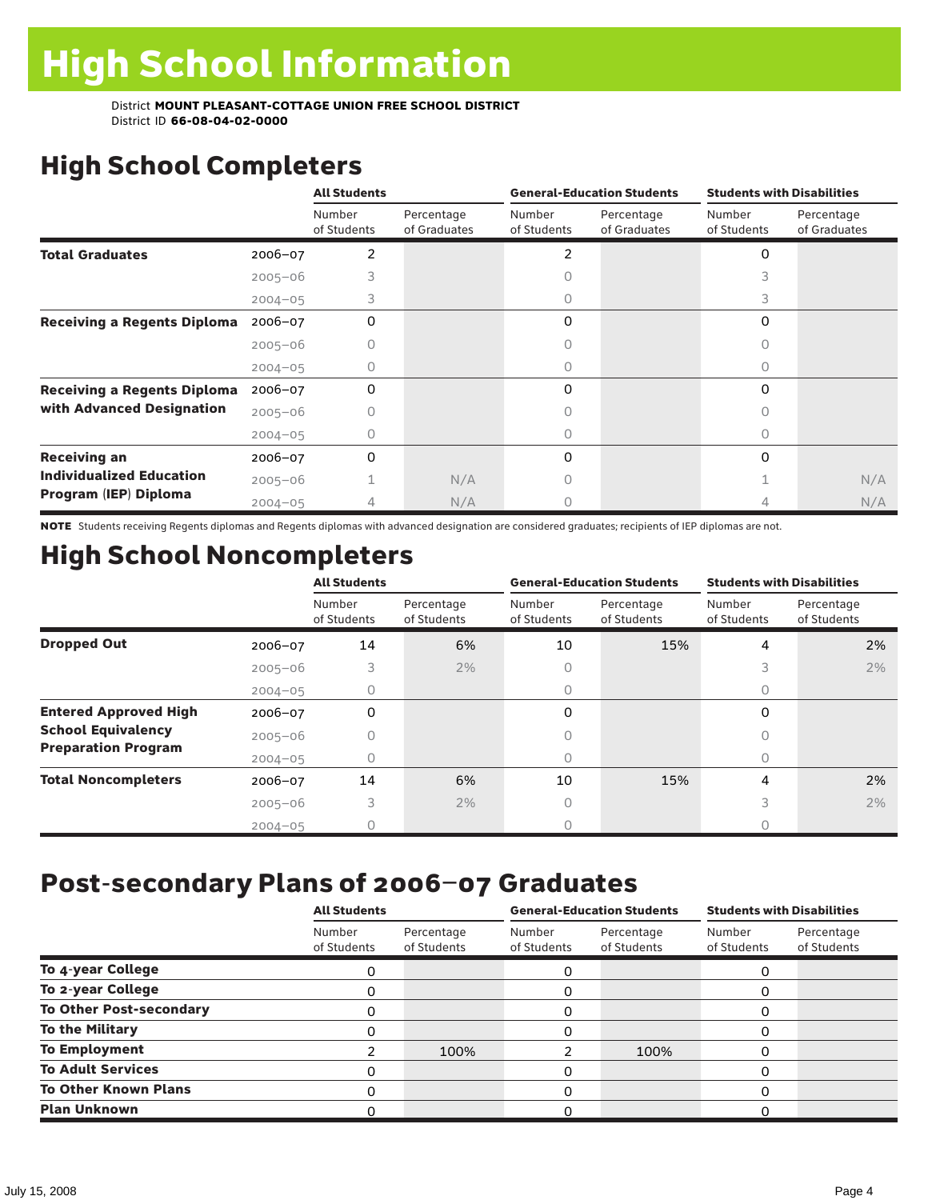# High School Information

District **MOUNT PLEASANT-COTTAGE UNION FREE SCHOOL DISTRICT**
District ID **66-08-04-02-0000**

## High School Completers

| | | All Students | | General-Education Students | | Students with Disabilities | |
|---|---|---|---|---|---|---|---|
| | | Number of Students | Percentage of Graduates | Number of Students | Percentage of Graduates | Number of Students | Percentage of Graduates |
| **Total Graduates** | 2006–07 | 2 | | 2 | | 0 | |
| | 2005–06 | 3 | | 0 | | 3 | |
| | 2004–05 | 3 | | 0 | | 3 | |
| **Receiving a Regents Diploma** | 2006–07 | 0 | | 0 | | 0 | |
| | 2005–06 | 0 | | 0 | | 0 | |
| | 2004–05 | 0 | | 0 | | 0 | |
| **Receiving a Regents Diploma with Advanced Designation** | 2006–07 | 0 | | 0 | | 0 | |
| | 2005–06 | 0 | | 0 | | 0 | |
| | 2004–05 | 0 | | 0 | | 0 | |
| **Receiving an Individualized Education Program (IEP) Diploma** | 2006–07 | 0 | | 0 | | 0 | |
| | 2005–06 | 1 | N/A | 0 | | 1 | N/A |
| | 2004–05 | 4 | N/A | 0 | | 4 | N/A |

**NOTE** Students receiving Regents diplomas and Regents diplomas with advanced designation are considered graduates; recipients of IEP diplomas are not.

## High School Noncompleters

| | | All Students | | General-Education Students | | Students with Disabilities | |
|---|---|---|---|---|---|---|---|
| | | Number of Students | Percentage of Students | Number of Students | Percentage of Students | Number of Students | Percentage of Students |
| **Dropped Out** | 2006–07 | 14 | 6% | 10 | 15% | 4 | 2% |
| | 2005–06 | 3 | 2% | 0 | | 3 | 2% |
| | 2004–05 | 0 | | 0 | | 0 | |
| **Entered Approved High School Equivalency Preparation Program** | 2006–07 | 0 | | 0 | | 0 | |
| | 2005–06 | 0 | | 0 | | 0 | |
| | 2004–05 | 0 | | 0 | | 0 | |
| **Total Noncompleters** | 2006–07 | 14 | 6% | 10 | 15% | 4 | 2% |
| | 2005–06 | 3 | 2% | 0 | | 3 | 2% |
| | 2004–05 | 0 | | 0 | | 0 | |

## Post-secondary Plans of 2006–07 Graduates

| | All Students | | General-Education Students | | Students with Disabilities | |
|---|---|---|---|---|---|---|
| | Number of Students | Percentage of Students | Number of Students | Percentage of Students | Number of Students | Percentage of Students |
| **To 4-year College** | 0 | | 0 | | 0 | |
| **To 2-year College** | 0 | | 0 | | 0 | |
| **To Other Post-secondary** | 0 | | 0 | | 0 | |
| **To the Military** | 0 | | 0 | | 0 | |
| **To Employment** | 2 | 100% | 2 | 100% | 0 | |
| **To Adult Services** | 0 | | 0 | | 0 | |
| **To Other Known Plans** | 0 | | 0 | | 0 | |
| **Plan Unknown** | 0 | | 0 | | 0 | |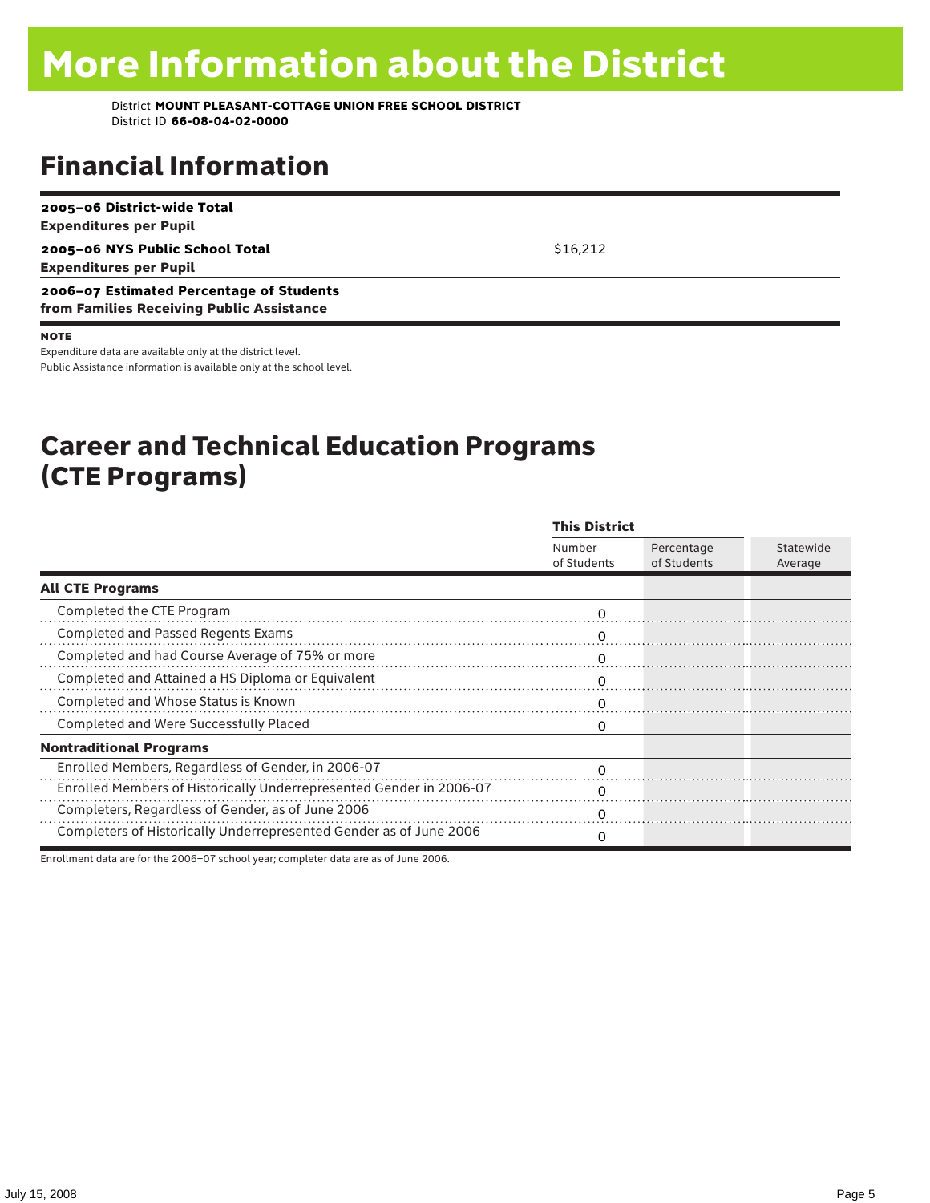# More Information about the District

District **MOUNT PLEASANT-COTTAGE UNION FREE SCHOOL DISTRICT**
District ID **66-08-04-02-0000**

## Financial Information

| | |
|---|---|
| **2005–06 District-wide Total Expenditures per Pupil** | |
| **2005–06 NYS Public School Total Expenditures per Pupil** | $16,212 |
| **2006–07 Estimated Percentage of Students from Families Receiving Public Assistance** | |

**NOTE**
Expenditure data are available only at the district level.
Public Assistance information is available only at the school level.

## Career and Technical Education Programs (CTE Programs)

| | This District | | |
|---|---|---|---|
| | Number of Students | Percentage of Students | Statewide Average |
| **All CTE Programs** | | | |
| Completed the CTE Program | 0 | | |
| Completed and Passed Regents Exams | 0 | | |
| Completed and had Course Average of 75% or more | 0 | | |
| Completed and Attained a HS Diploma or Equivalent | 0 | | |
| Completed and Whose Status is Known | 0 | | |
| Completed and Were Successfully Placed | 0 | | |
| **Nontraditional Programs** | | | |
| Enrolled Members, Regardless of Gender, in 2006-07 | 0 | | |
| Enrolled Members of Historically Underrepresented Gender in 2006-07 | 0 | | |
| Completers, Regardless of Gender, as of June 2006 | 0 | | |
| Completers of Historically Underrepresented Gender as of June 2006 | 0 | | |

Enrollment data are for the 2006–07 school year; completer data are as of June 2006.